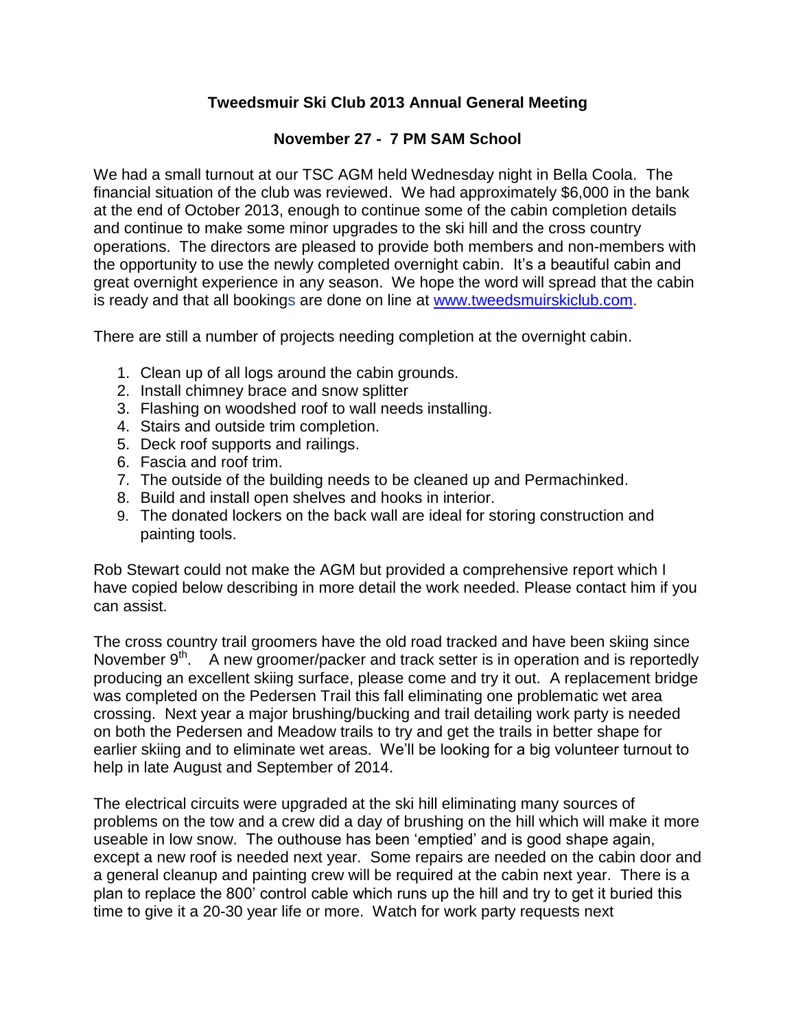# Tweedsmuir Ski Club 2013 Annual General Meeting

## November 27 - 7 PM SAM School

We had a small turnout at our TSC AGM held Wednesday night in Bella Coola. The financial situation of the club was reviewed. We had approximately $6,000 in the bank at the end of October 2013, enough to continue some of the cabin completion details and continue to make some minor upgrades to the ski hill and the cross country operations. The directors are pleased to provide both members and non-members with the opportunity to use the newly completed overnight cabin. It's a beautiful cabin and great overnight experience in any season. We hope the word will spread that the cabin is ready and that all bookings are done on line at www.tweedsmuirskiclub.com.

There are still a number of projects needing completion at the overnight cabin.

1. Clean up of all logs around the cabin grounds.
2. Install chimney brace and snow splitter
3. Flashing on woodshed roof to wall needs installing.
4. Stairs and outside trim completion.
5. Deck roof supports and railings.
6. Fascia and roof trim.
7. The outside of the building needs to be cleaned up and Permachinked.
8. Build and install open shelves and hooks in interior.
9. The donated lockers on the back wall are ideal for storing construction and painting tools.

Rob Stewart could not make the AGM but provided a comprehensive report which I have copied below describing in more detail the work needed. Please contact him if you can assist.

The cross country trail groomers have the old road tracked and have been skiing since November 9th. A new groomer/packer and track setter is in operation and is reportedly producing an excellent skiing surface, please come and try it out. A replacement bridge was completed on the Pedersen Trail this fall eliminating one problematic wet area crossing. Next year a major brushing/bucking and trail detailing work party is needed on both the Pedersen and Meadow trails to try and get the trails in better shape for earlier skiing and to eliminate wet areas. We'll be looking for a big volunteer turnout to help in late August and September of 2014.

The electrical circuits were upgraded at the ski hill eliminating many sources of problems on the tow and a crew did a day of brushing on the hill which will make it more useable in low snow. The outhouse has been 'emptied' and is good shape again, except a new roof is needed next year. Some repairs are needed on the cabin door and a general cleanup and painting crew will be required at the cabin next year. There is a plan to replace the 800' control cable which runs up the hill and try to get it buried this time to give it a 20-30 year life or more. Watch for work party requests next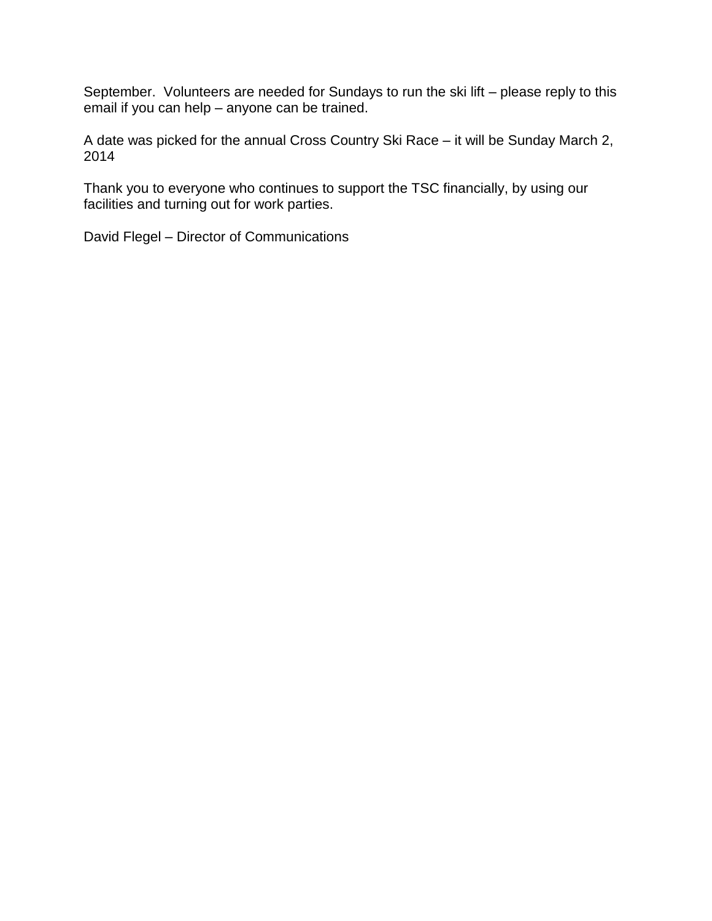September.  Volunteers are needed for Sundays to run the ski lift – please reply to this email if you can help – anyone can be trained.

A date was picked for the annual Cross Country Ski Race – it will be Sunday March 2, 2014

Thank you to everyone who continues to support the TSC financially, by using our facilities and turning out for work parties.

David Flegel – Director of Communications